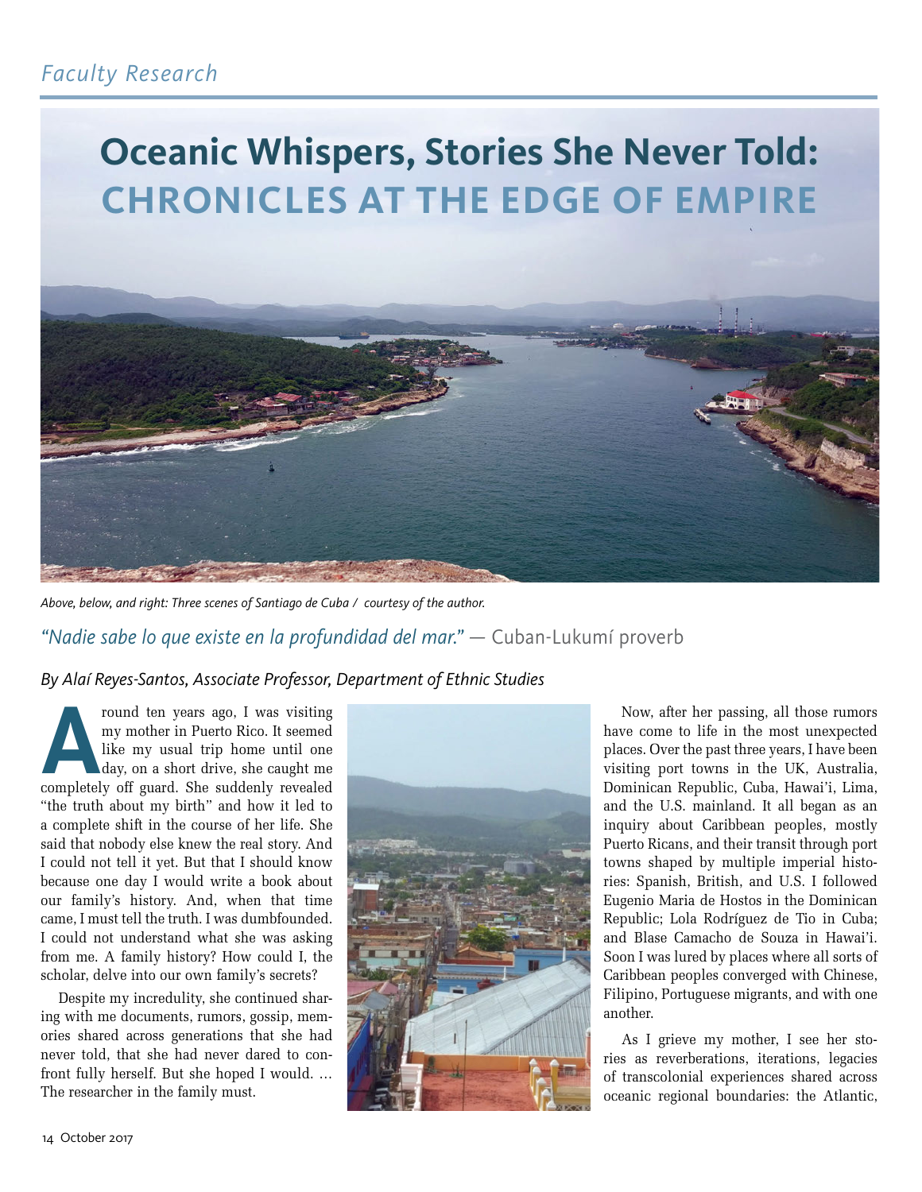# Oceanic Whispers, Stories She Never Told:
## CHRONICLES AT THE EDGE OF EMPIRE

*Above, below, and right: Three scenes of Santiago de Cuba / courtesy of the author.*

*"Nadie sabe lo que existe en la profundidad del mar."* — Cuban-Lukumí proverb

*By Alaí Reyes-Santos, Associate Professor, Department of Ethnic Studies*

Around ten years ago, I was visiting my mother in Puerto Rico. It seemed like my usual trip home until one day, on a short drive, she caught me completely off guard. She suddenly revealed "the truth about my birth" and how it led to a complete shift in the course of her life. She said that nobody else knew the real story. And I could not tell it yet. But that I should know because one day I would write a book about our family's history. And, when that time came, I must tell the truth. I was dumbfounded. I could not understand what she was asking from me. A family history? How could I, the scholar, delve into our own family's secrets?

Despite my incredulity, she continued sharing with me documents, rumors, gossip, memories shared across generations that she had never told, that she had never dared to confront fully herself. But she hoped I would. … The researcher in the family must.

Now, after her passing, all those rumors have come to life in the most unexpected places. Over the past three years, I have been visiting port towns in the UK, Australia, Dominican Republic, Cuba, Hawai'i, Lima, and the U.S. mainland. It all began as an inquiry about Caribbean peoples, mostly Puerto Ricans, and their transit through port towns shaped by multiple imperial histories: Spanish, British, and U.S. I followed Eugenio Maria de Hostos in the Dominican Republic; Lola Rodríguez de Tio in Cuba; and Blase Camacho de Souza in Hawai'i. Soon I was lured by places where all sorts of Caribbean peoples converged with Chinese, Filipino, Portuguese migrants, and with one another.

As I grieve my mother, I see her stories as reverberations, iterations, legacies of transcolonial experiences shared across oceanic regional boundaries: the Atlantic,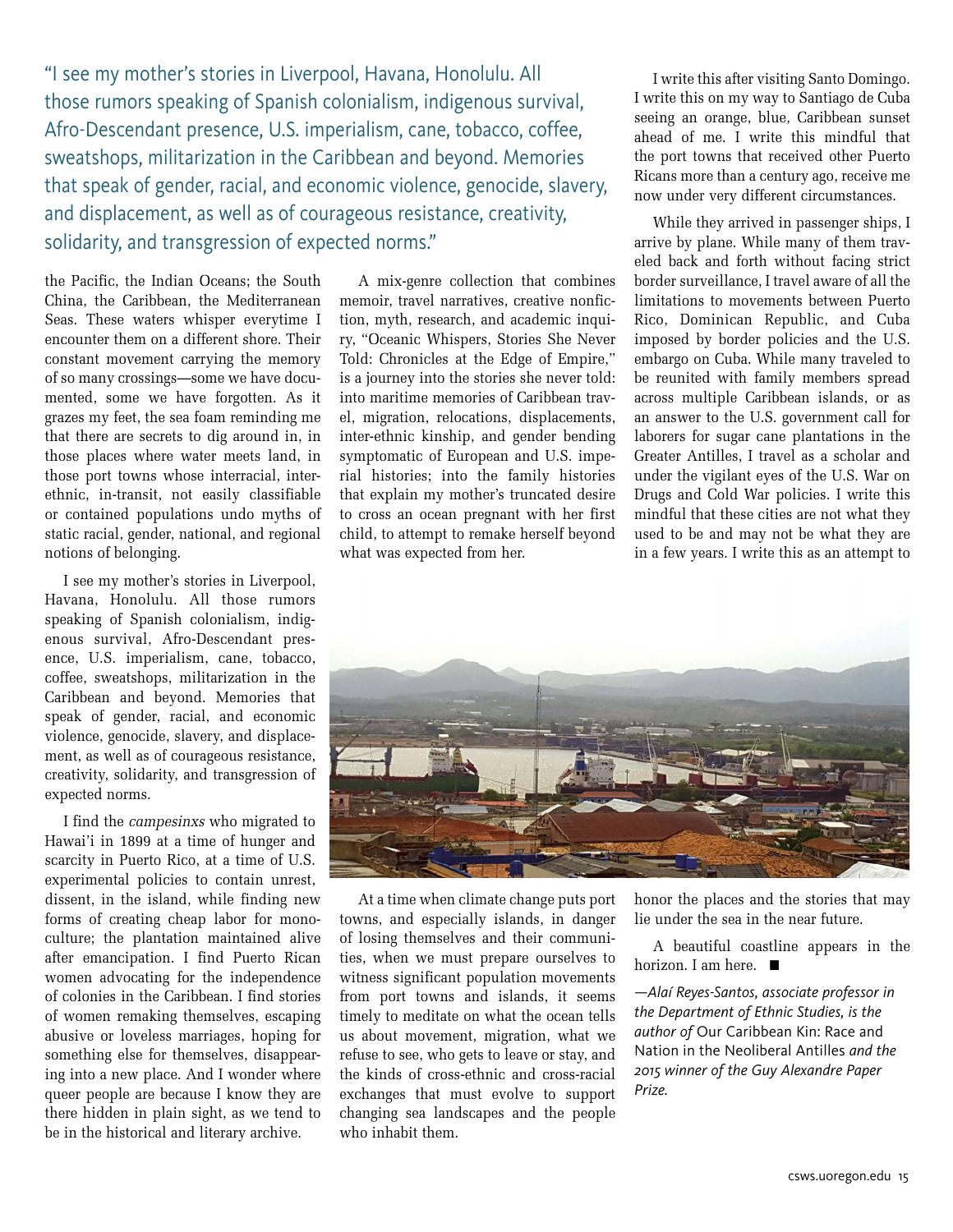> "I see my mother's stories in Liverpool, Havana, Honolulu. All those rumors speaking of Spanish colonialism, indigenous survival, Afro-Descendant presence, U.S. imperialism, cane, tobacco, coffee, sweatshops, militarization in the Caribbean and beyond. Memories that speak of gender, racial, and economic violence, genocide, slavery, and displacement, as well as of courageous resistance, creativity, solidarity, and transgression of expected norms."

the Pacific, the Indian Oceans; the South China, the Caribbean, the Mediterranean Seas. These waters whisper everytime I encounter them on a different shore. Their constant movement carrying the memory of so many crossings—some we have documented, some we have forgotten. As it grazes my feet, the sea foam reminding me that there are secrets to dig around in, in those places where water meets land, in those port towns whose interracial, interethnic, in-transit, not easily classifiable or contained populations undo myths of static racial, gender, national, and regional notions of belonging.

I see my mother's stories in Liverpool, Havana, Honolulu. All those rumors speaking of Spanish colonialism, indigenous survival, Afro-Descendant presence, U.S. imperialism, cane, tobacco, coffee, sweatshops, militarization in the Caribbean and beyond. Memories that speak of gender, racial, and economic violence, genocide, slavery, and displacement, as well as of courageous resistance, creativity, solidarity, and transgression of expected norms.

I find the *campesinxs* who migrated to Hawai'i in 1899 at a time of hunger and scarcity in Puerto Rico, at a time of U.S. experimental policies to contain unrest, dissent, in the island, while finding new forms of creating cheap labor for monoculture; the plantation maintained alive after emancipation. I find Puerto Rican women advocating for the independence of colonies in the Caribbean. I find stories of women remaking themselves, escaping abusive or loveless marriages, hoping for something else for themselves, disappearing into a new place. And I wonder where queer people are because I know they are there hidden in plain sight, as we tend to be in the historical and literary archive.

A mix-genre collection that combines memoir, travel narratives, creative nonfiction, myth, research, and academic inquiry, "Oceanic Whispers, Stories She Never Told: Chronicles at the Edge of Empire," is a journey into the stories she never told: into maritime memories of Caribbean travel, migration, relocations, displacements, inter-ethnic kinship, and gender bending symptomatic of European and U.S. imperial histories; into the family histories that explain my mother's truncated desire to cross an ocean pregnant with her first child, to attempt to remake herself beyond what was expected from her.

At a time when climate change puts port towns, and especially islands, in danger of losing themselves and their communities, when we must prepare ourselves to witness significant population movements from port towns and islands, it seems timely to meditate on what the ocean tells us about movement, migration, what we refuse to see, who gets to leave or stay, and the kinds of cross-ethnic and cross-racial exchanges that must evolve to support changing sea landscapes and the people who inhabit them.

I write this after visiting Santo Domingo. I write this on my way to Santiago de Cuba seeing an orange, blue, Caribbean sunset ahead of me. I write this mindful that the port towns that received other Puerto Ricans more than a century ago, receive me now under very different circumstances.

While they arrived in passenger ships, I arrive by plane. While many of them traveled back and forth without facing strict border surveillance, I travel aware of all the limitations to movements between Puerto Rico, Dominican Republic, and Cuba imposed by border policies and the U.S. embargo on Cuba. While many traveled to be reunited with family members spread across multiple Caribbean islands, or as an answer to the U.S. government call for laborers for sugar cane plantations in the Greater Antilles, I travel as a scholar and under the vigilant eyes of the U.S. War on Drugs and Cold War policies. I write this mindful that these cities are not what they used to be and may not be what they are in a few years. I write this as an attempt to honor the places and the stories that may lie under the sea in the near future.

A beautiful coastline appears in the horizon. I am here. ■

*—Alaí Reyes-Santos, associate professor in the Department of Ethnic Studies, is the author of* Our Caribbean Kin: Race and Nation in the Neoliberal Antilles *and the 2015 winner of the Guy Alexandre Paper Prize.*